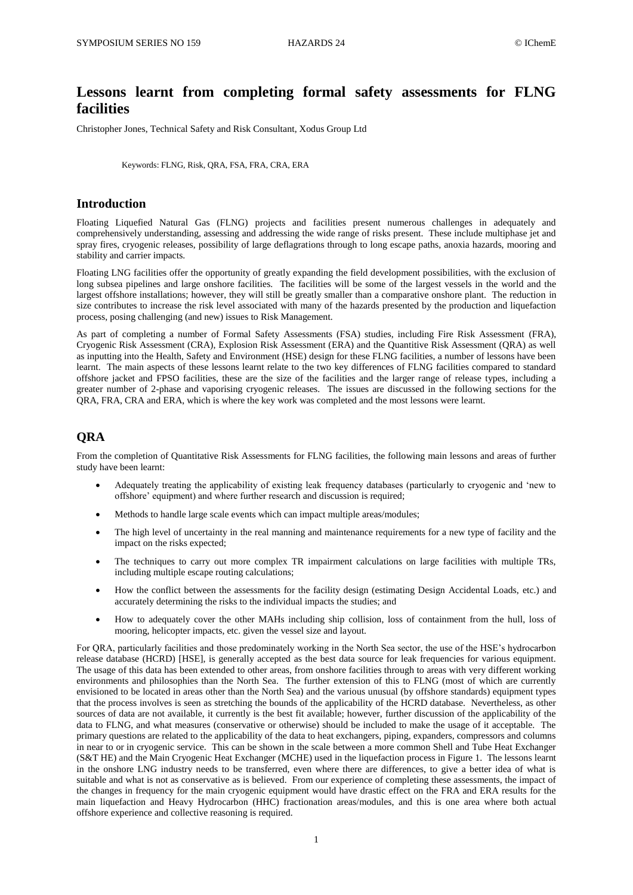# Lessons learnt from completing formal safety assessments for FLNG facilities

Christopher Jones, Technical Safety and Risk Consultant, Xodus Group Ltd

Keywords: FLNG, Risk, QRA, FSA, FRA, CRA, ERA

## Introduction

Floating Liquefied Natural Gas (FLNG) projects and facilities present numerous challenges in adequately and comprehensively understanding, assessing and addressing the wide range of risks present. These include multiphase jet and spray fires, cryogenic releases, possibility of large deflagrations through to long escape paths, anoxia hazards, mooring and stability and carrier impacts.

Floating LNG facilities offer the opportunity of greatly expanding the field development possibilities, with the exclusion of long subsea pipelines and large onshore facilities. The facilities will be some of the largest vessels in the world and the largest offshore installations; however, they will still be greatly smaller than a comparative onshore plant. The reduction in size contributes to increase the risk level associated with many of the hazards presented by the production and liquefaction process, posing challenging (and new) issues to Risk Management.

As part of completing a number of Formal Safety Assessments (FSA) studies, including Fire Risk Assessment (FRA), Cryogenic Risk Assessment (CRA), Explosion Risk Assessment (ERA) and the Quantitive Risk Assessment (QRA) as well as inputting into the Health, Safety and Environment (HSE) design for these FLNG facilities, a number of lessons have been learnt. The main aspects of these lessons learnt relate to the two key differences of FLNG facilities compared to standard offshore jacket and FPSO facilities, these are the size of the facilities and the larger range of release types, including a greater number of 2-phase and vaporising cryogenic releases. The issues are discussed in the following sections for the QRA, FRA, CRA and ERA, which is where the key work was completed and the most lessons were learnt.

## QRA

From the completion of Quantitative Risk Assessments for FLNG facilities, the following main lessons and areas of further study have been learnt:

- Adequately treating the applicability of existing leak frequency databases (particularly to cryogenic and 'new to offshore' equipment) and where further research and discussion is required;
- Methods to handle large scale events which can impact multiple areas/modules;
- The high level of uncertainty in the real manning and maintenance requirements for a new type of facility and the impact on the risks expected;
- The techniques to carry out more complex TR impairment calculations on large facilities with multiple TRs, including multiple escape routing calculations;
- How the conflict between the assessments for the facility design (estimating Design Accidental Loads, etc.) and accurately determining the risks to the individual impacts the studies; and
- How to adequately cover the other MAHs including ship collision, loss of containment from the hull, loss of mooring, helicopter impacts, etc. given the vessel size and layout.

For QRA, particularly facilities and those predominately working in the North Sea sector, the use of the HSE's hydrocarbon release database (HCRD) [HSE], is generally accepted as the best data source for leak frequencies for various equipment. The usage of this data has been extended to other areas, from onshore facilities through to areas with very different working environments and philosophies than the North Sea. The further extension of this to FLNG (most of which are currently envisioned to be located in areas other than the North Sea) and the various unusual (by offshore standards) equipment types that the process involves is seen as stretching the bounds of the applicability of the HCRD database. Nevertheless, as other sources of data are not available, it currently is the best fit available; however, further discussion of the applicability of the data to FLNG, and what measures (conservative or otherwise) should be included to make the usage of it acceptable. The primary questions are related to the applicability of the data to heat exchangers, piping, expanders, compressors and columns in near to or in cryogenic service. This can be shown in the scale between a more common Shell and Tube Heat Exchanger (S&T HE) and the Main Cryogenic Heat Exchanger (MCHE) used in the liquefaction process in Figure 1. The lessons learnt in the onshore LNG industry needs to be transferred, even where there are differences, to give a better idea of what is suitable and what is not as conservative as is believed. From our experience of completing these assessments, the impact of the changes in frequency for the main cryogenic equipment would have drastic effect on the FRA and ERA results for the main liquefaction and Heavy Hydrocarbon (HHC) fractionation areas/modules, and this is one area where both actual offshore experience and collective reasoning is required.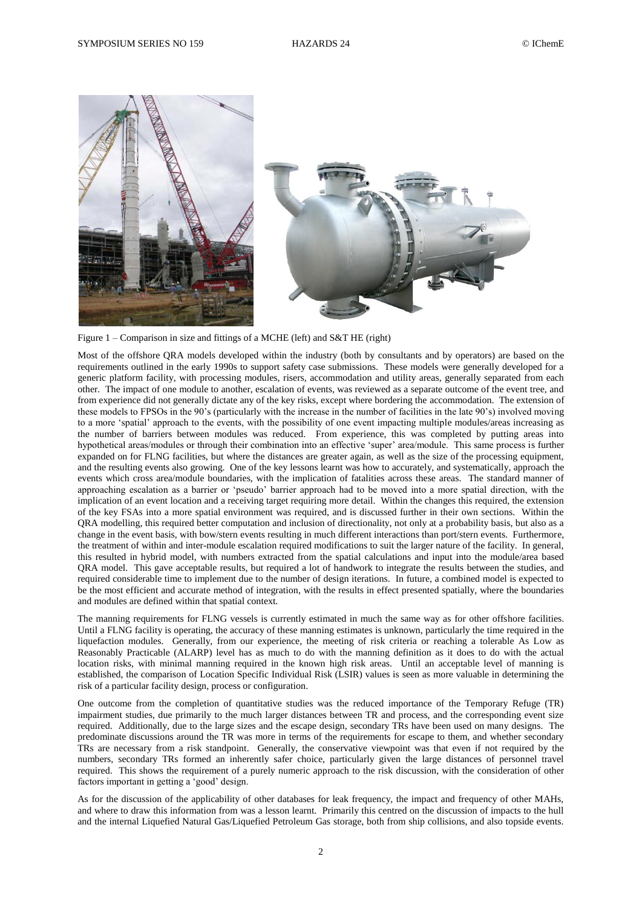Figure 1 – Comparison in size and fittings of a MCHE (left) and S&T HE (right)

Most of the offshore QRA models developed within the industry (both by consultants and by operators) are based on the requirements outlined in the early 1990s to support safety case submissions. These models were generally developed for a generic platform facility, with processing modules, risers, accommodation and utility areas, generally separated from each other. The impact of one module to another, escalation of events, was reviewed as a separate outcome of the event tree, and from experience did not generally dictate any of the key risks, except where bordering the accommodation. The extension of these models to FPSOs in the 90's (particularly with the increase in the number of facilities in the late 90's) involved moving to a more 'spatial' approach to the events, with the possibility of one event impacting multiple modules/areas increasing as the number of barriers between modules was reduced. From experience, this was completed by putting areas into hypothetical areas/modules or through their combination into an effective 'super' area/module. This same process is further expanded on for FLNG facilities, but where the distances are greater again, as well as the size of the processing equipment, and the resulting events also growing. One of the key lessons learnt was how to accurately, and systematically, approach the events which cross area/module boundaries, with the implication of fatalities across these areas. The standard manner of approaching escalation as a barrier or 'pseudo' barrier approach had to be moved into a more spatial direction, with the implication of an event location and a receiving target requiring more detail. Within the changes this required, the extension of the key FSAs into a more spatial environment was required, and is discussed further in their own sections. Within the QRA modelling, this required better computation and inclusion of directionality, not only at a probability basis, but also as a change in the event basis, with bow/stern events resulting in much different interactions than port/stern events. Furthermore, the treatment of within and inter-module escalation required modifications to suit the larger nature of the facility. In general, this resulted in hybrid model, with numbers extracted from the spatial calculations and input into the module/area based QRA model. This gave acceptable results, but required a lot of handwork to integrate the results between the studies, and required considerable time to implement due to the number of design iterations. In future, a combined model is expected to be the most efficient and accurate method of integration, with the results in effect presented spatially, where the boundaries and modules are defined within that spatial context.

The manning requirements for FLNG vessels is currently estimated in much the same way as for other offshore facilities. Until a FLNG facility is operating, the accuracy of these manning estimates is unknown, particularly the time required in the liquefaction modules. Generally, from our experience, the meeting of risk criteria or reaching a tolerable As Low as Reasonably Practicable (ALARP) level has as much to do with the manning definition as it does to do with the actual location risks, with minimal manning required in the known high risk areas. Until an acceptable level of manning is established, the comparison of Location Specific Individual Risk (LSIR) values is seen as more valuable in determining the risk of a particular facility design, process or configuration.

One outcome from the completion of quantitative studies was the reduced importance of the Temporary Refuge (TR) impairment studies, due primarily to the much larger distances between TR and process, and the corresponding event size required. Additionally, due to the large sizes and the escape design, secondary TRs have been used on many designs. The predominate discussions around the TR was more in terms of the requirements for escape to them, and whether secondary TRs are necessary from a risk standpoint. Generally, the conservative viewpoint was that even if not required by the numbers, secondary TRs formed an inherently safer choice, particularly given the large distances of personnel travel required. This shows the requirement of a purely numeric approach to the risk discussion, with the consideration of other factors important in getting a 'good' design.

As for the discussion of the applicability of other databases for leak frequency, the impact and frequency of other MAHs, and where to draw this information from was a lesson learnt. Primarily this centred on the discussion of impacts to the hull and the internal Liquefied Natural Gas/Liquefied Petroleum Gas storage, both from ship collisions, and also topside events.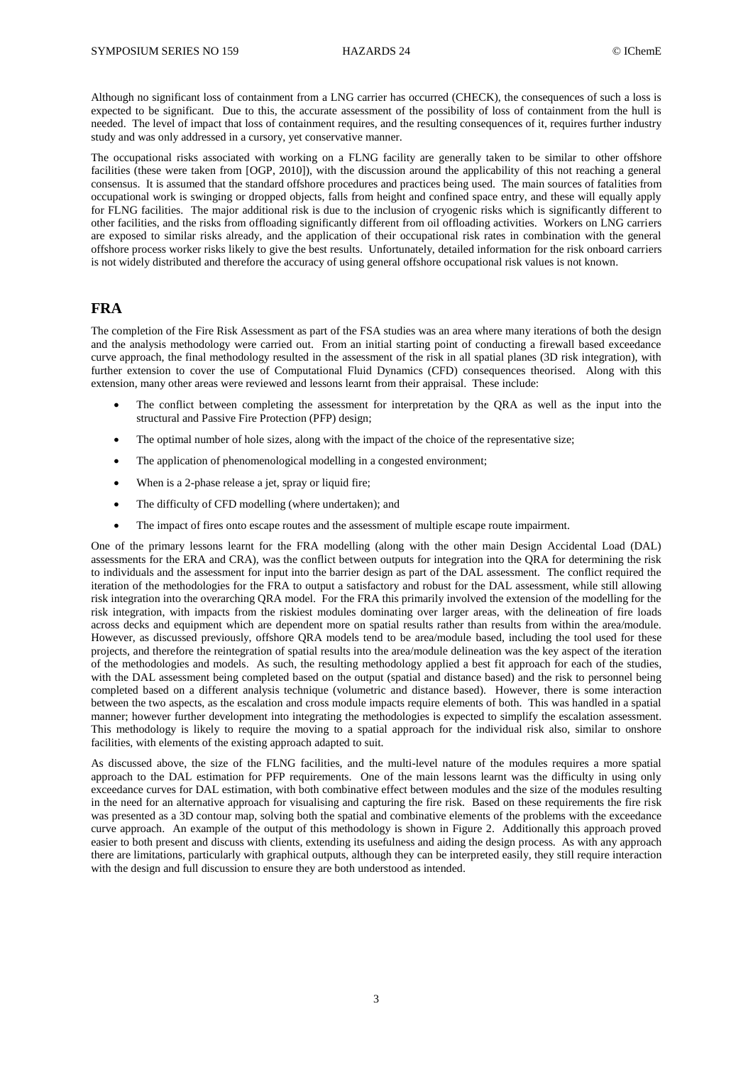Although no significant loss of containment from a LNG carrier has occurred (CHECK), the consequences of such a loss is expected to be significant. Due to this, the accurate assessment of the possibility of loss of containment from the hull is needed. The level of impact that loss of containment requires, and the resulting consequences of it, requires further industry study and was only addressed in a cursory, yet conservative manner.

The occupational risks associated with working on a FLNG facility are generally taken to be similar to other offshore facilities (these were taken from [OGP, 2010]), with the discussion around the applicability of this not reaching a general consensus. It is assumed that the standard offshore procedures and practices being used. The main sources of fatalities from occupational work is swinging or dropped objects, falls from height and confined space entry, and these will equally apply for FLNG facilities. The major additional risk is due to the inclusion of cryogenic risks which is significantly different to other facilities, and the risks from offloading significantly different from oil offloading activities. Workers on LNG carriers are exposed to similar risks already, and the application of their occupational risk rates in combination with the general offshore process worker risks likely to give the best results. Unfortunately, detailed information for the risk onboard carriers is not widely distributed and therefore the accuracy of using general offshore occupational risk values is not known.

## FRA

The completion of the Fire Risk Assessment as part of the FSA studies was an area where many iterations of both the design and the analysis methodology were carried out. From an initial starting point of conducting a firewall based exceedance curve approach, the final methodology resulted in the assessment of the risk in all spatial planes (3D risk integration), with further extension to cover the use of Computational Fluid Dynamics (CFD) consequences theorised. Along with this extension, many other areas were reviewed and lessons learnt from their appraisal. These include:

- The conflict between completing the assessment for interpretation by the QRA as well as the input into the structural and Passive Fire Protection (PFP) design;
- The optimal number of hole sizes, along with the impact of the choice of the representative size;
- The application of phenomenological modelling in a congested environment;
- When is a 2-phase release a jet, spray or liquid fire;
- The difficulty of CFD modelling (where undertaken); and
- The impact of fires onto escape routes and the assessment of multiple escape route impairment.

One of the primary lessons learnt for the FRA modelling (along with the other main Design Accidental Load (DAL) assessments for the ERA and CRA), was the conflict between outputs for integration into the QRA for determining the risk to individuals and the assessment for input into the barrier design as part of the DAL assessment. The conflict required the iteration of the methodologies for the FRA to output a satisfactory and robust for the DAL assessment, while still allowing risk integration into the overarching QRA model. For the FRA this primarily involved the extension of the modelling for the risk integration, with impacts from the riskiest modules dominating over larger areas, with the delineation of fire loads across decks and equipment which are dependent more on spatial results rather than results from within the area/module. However, as discussed previously, offshore QRA models tend to be area/module based, including the tool used for these projects, and therefore the reintegration of spatial results into the area/module delineation was the key aspect of the iteration of the methodologies and models. As such, the resulting methodology applied a best fit approach for each of the studies, with the DAL assessment being completed based on the output (spatial and distance based) and the risk to personnel being completed based on a different analysis technique (volumetric and distance based). However, there is some interaction between the two aspects, as the escalation and cross module impacts require elements of both. This was handled in a spatial manner; however further development into integrating the methodologies is expected to simplify the escalation assessment. This methodology is likely to require the moving to a spatial approach for the individual risk also, similar to onshore facilities, with elements of the existing approach adapted to suit.

As discussed above, the size of the FLNG facilities, and the multi-level nature of the modules requires a more spatial approach to the DAL estimation for PFP requirements. One of the main lessons learnt was the difficulty in using only exceedance curves for DAL estimation, with both combinative effect between modules and the size of the modules resulting in the need for an alternative approach for visualising and capturing the fire risk. Based on these requirements the fire risk was presented as a 3D contour map, solving both the spatial and combinative elements of the problems with the exceedance curve approach. An example of the output of this methodology is shown in Figure 2. Additionally this approach proved easier to both present and discuss with clients, extending its usefulness and aiding the design process. As with any approach there are limitations, particularly with graphical outputs, although they can be interpreted easily, they still require interaction with the design and full discussion to ensure they are both understood as intended.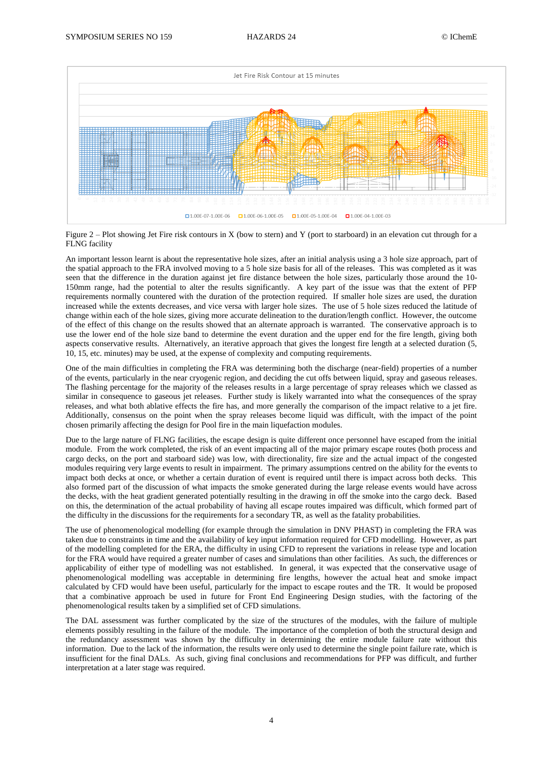Jet Fire Risk Contour at 15 minutes

1.00E-07-1.00E-06 1.00E-06-1.00E-05 1.00E-05-1.00E-04 1.00E-04-1.00E-03

Figure 2 – Plot showing Jet Fire risk contours in X (bow to stern) and Y (port to starboard) in an elevation cut through for a FLNG facility

An important lesson learnt is about the representative hole sizes, after an initial analysis using a 3 hole size approach, part of the spatial approach to the FRA involved moving to a 5 hole size basis for all of the releases. This was completed as it was seen that the difference in the duration against jet fire distance between the hole sizes, particularly those around the 10-150mm range, had the potential to alter the results significantly. A key part of the issue was that the extent of PFP requirements normally countered with the duration of the protection required. If smaller hole sizes are used, the duration increased while the extents decreases, and vice versa with larger hole sizes. The use of 5 hole sizes reduced the latitude of change within each of the hole sizes, giving more accurate delineation to the duration/length conflict. However, the outcome of the effect of this change on the results showed that an alternate approach is warranted. The conservative approach is to use the lower end of the hole size band to determine the event duration and the upper end for the fire length, giving both aspects conservative results. Alternatively, an iterative approach that gives the longest fire length at a selected duration (5, 10, 15, etc. minutes) may be used, at the expense of complexity and computing requirements.

One of the main difficulties in completing the FRA was determining both the discharge (near-field) properties of a number of the events, particularly in the near cryogenic region, and deciding the cut offs between liquid, spray and gaseous releases. The flashing percentage for the majority of the releases results in a large percentage of spray releases which we classed as similar in consequence to gaseous jet releases. Further study is likely warranted into what the consequences of the spray releases, and what both ablative effects the fire has, and more generally the comparison of the impact relative to a jet fire. Additionally, consensus on the point when the spray releases become liquid was difficult, with the impact of the point chosen primarily affecting the design for Pool fire in the main liquefaction modules.

Due to the large nature of FLNG facilities, the escape design is quite different once personnel have escaped from the initial module. From the work completed, the risk of an event impacting all of the major primary escape routes (both process and cargo decks, on the port and starboard side) was low, with directionality, fire size and the actual impact of the congested modules requiring very large events to result in impairment. The primary assumptions centred on the ability for the events to impact both decks at once, or whether a certain duration of event is required until there is impact across both decks. This also formed part of the discussion of what impacts the smoke generated during the large release events would have across the decks, with the heat gradient generated potentially resulting in the drawing in off the smoke into the cargo deck. Based on this, the determination of the actual probability of having all escape routes impaired was difficult, which formed part of the difficulty in the discussions for the requirements for a secondary TR, as well as the fatality probabilities.

The use of phenomenological modelling (for example through the simulation in DNV PHAST) in completing the FRA was taken due to constraints in time and the availability of key input information required for CFD modelling. However, as part of the modelling completed for the ERA, the difficulty in using CFD to represent the variations in release type and location for the FRA would have required a greater number of cases and simulations than other facilities. As such, the differences or applicability of either type of modelling was not established. In general, it was expected that the conservative usage of phenomenological modelling was acceptable in determining fire lengths, however the actual heat and smoke impact calculated by CFD would have been useful, particularly for the impact to escape routes and the TR. It would be proposed that a combinative approach be used in future for Front End Engineering Design studies, with the factoring of the phenomenological results taken by a simplified set of CFD simulations.

The DAL assessment was further complicated by the size of the structures of the modules, with the failure of multiple elements possibly resulting in the failure of the module. The importance of the completion of both the structural design and the redundancy assessment was shown by the difficulty in determining the entire module failure rate without this information. Due to the lack of the information, the results were only used to determine the single point failure rate, which is insufficient for the final DALs. As such, giving final conclusions and recommendations for PFP was difficult, and further interpretation at a later stage was required.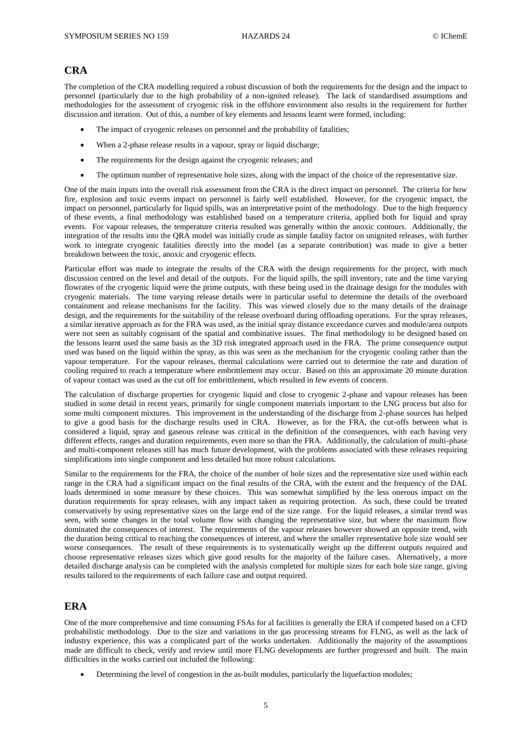## CRA

The completion of the CRA modelling required a robust discussion of both the requirements for the design and the impact to personnel (particularly due to the high probability of a non-ignited release). The lack of standardised assumptions and methodologies for the assessment of cryogenic risk in the offshore environment also results in the requirement for further discussion and iteration. Out of this, a number of key elements and lessons learnt were formed, including:

- The impact of cryogenic releases on personnel and the probability of fatalities;
- When a 2-phase release results in a vapour, spray or liquid discharge;
- The requirements for the design against the cryogenic releases; and
- The optimum number of representative hole sizes, along with the impact of the choice of the representative size.

One of the main inputs into the overall risk assessment from the CRA is the direct impact on personnel. The criteria for how fire, explosion and toxic events impact on personnel is fairly well established. However, for the cryogenic impact, the impact on personnel, particularly for liquid spills, was an interpretative point of the methodology. Due to the high frequency of these events, a final methodology was established based on a temperature criteria, applied both for liquid and spray events. For vapour releases, the temperature criteria resulted was generally within the anoxic contours. Additionally, the integration of the results into the QRA model was initially crude as simple fatality factor on unignited releases, with further work to integrate cryogenic fatalities directly into the model (as a separate contribution) was made to give a better breakdown between the toxic, anoxic and cryogenic effects.

Particular effort was made to integrate the results of the CRA with the design requirements for the project, with much discussion centred on the level and detail of the outputs. For the liquid spills, the spill inventory, rate and the time varying flowrates of the cryogenic liquid were the prime outputs, with these being used in the drainage design for the modules with cryogenic materials. The time varying release details were in particular useful to determine the details of the overboard containment and release mechanisms for the facility. This was viewed closely due to the many details of the drainage design, and the requirements for the suitability of the release overboard during offloading operations. For the spray releases, a similar iterative approach as for the FRA was used, as the initial spray distance exceedance curves and module/area outputs were not seen as suitably cognisant of the spatial and combinative issues. The final methodology to be designed based on the lessons learnt used the same basis as the 3D risk integrated approach used in the FRA. The prime consequence output used was based on the liquid within the spray, as this was seen as the mechanism for the cryogenic cooling rather than the vapour temperature. For the vapour releases, thermal calculations were carried out to determine the rate and duration of cooling required to reach a temperature where embrittlement may occur. Based on this an approximate 20 minute duration of vapour contact was used as the cut off for embrittlement, which resulted in few events of concern.

The calculation of discharge properties for cryogenic liquid and close to cryogenic 2-phase and vapour releases has been studied in some detail in recent years, primarily for single component materials important to the LNG process but also for some multi component mixtures. This improvement in the understanding of the discharge from 2-phase sources has helped to give a good basis for the discharge results used in CRA. However, as for the FRA, the cut-offs between what is considered a liquid, spray and gaseous release was critical in the definition of the consequences, with each having very different effects, ranges and duration requirements, even more so than the FRA. Additionally, the calculation of multi-phase and multi-component releases still has much future development, with the problems associated with these releases requiring simplifications into single component and less detailed but more robust calculations.

Similar to the requirements for the FRA, the choice of the number of hole sizes and the representative size used within each range in the CRA had a significant impact on the final results of the CRA, with the extent and the frequency of the DAL loads determined in some measure by these choices. This was somewhat simplified by the less onerous impact on the duration requirements for spray releases, with any impact taken as requiring protection. As such, these could be treated conservatively by using representative sizes on the large end of the size range. For the liquid releases, a similar trend was seen, with some changes in the total volume flow with changing the representative size, but where the maximum flow dominated the consequences of interest. The requirements of the vapour releases however showed an opposite trend, with the duration being critical to reaching the consequences of interest, and where the smaller representative hole size would see worse consequences. The result of these requirements is to systematically weight up the different outputs required and choose representative releases sizes which give good results for the majority of the failure cases. Alternatively, a more detailed discharge analysis can be completed with the analysis completed for multiple sizes for each hole size range, giving results tailored to the requirements of each failure case and output required.

## ERA

One of the more comprehensive and time consuming FSAs for al facilities is generally the ERA if competed based on a CFD probabilistic methodology. Due to the size and variations in the gas processing streams for FLNG, as well as the lack of industry experience, this was a complicated part of the works undertaken. Additionally the majority of the assumptions made are difficult to check, verify and review until more FLNG developments are further progressed and built. The main difficulties in the works carried out included the following:

- Determining the level of congestion in the as-built modules, particularly the liquefaction modules;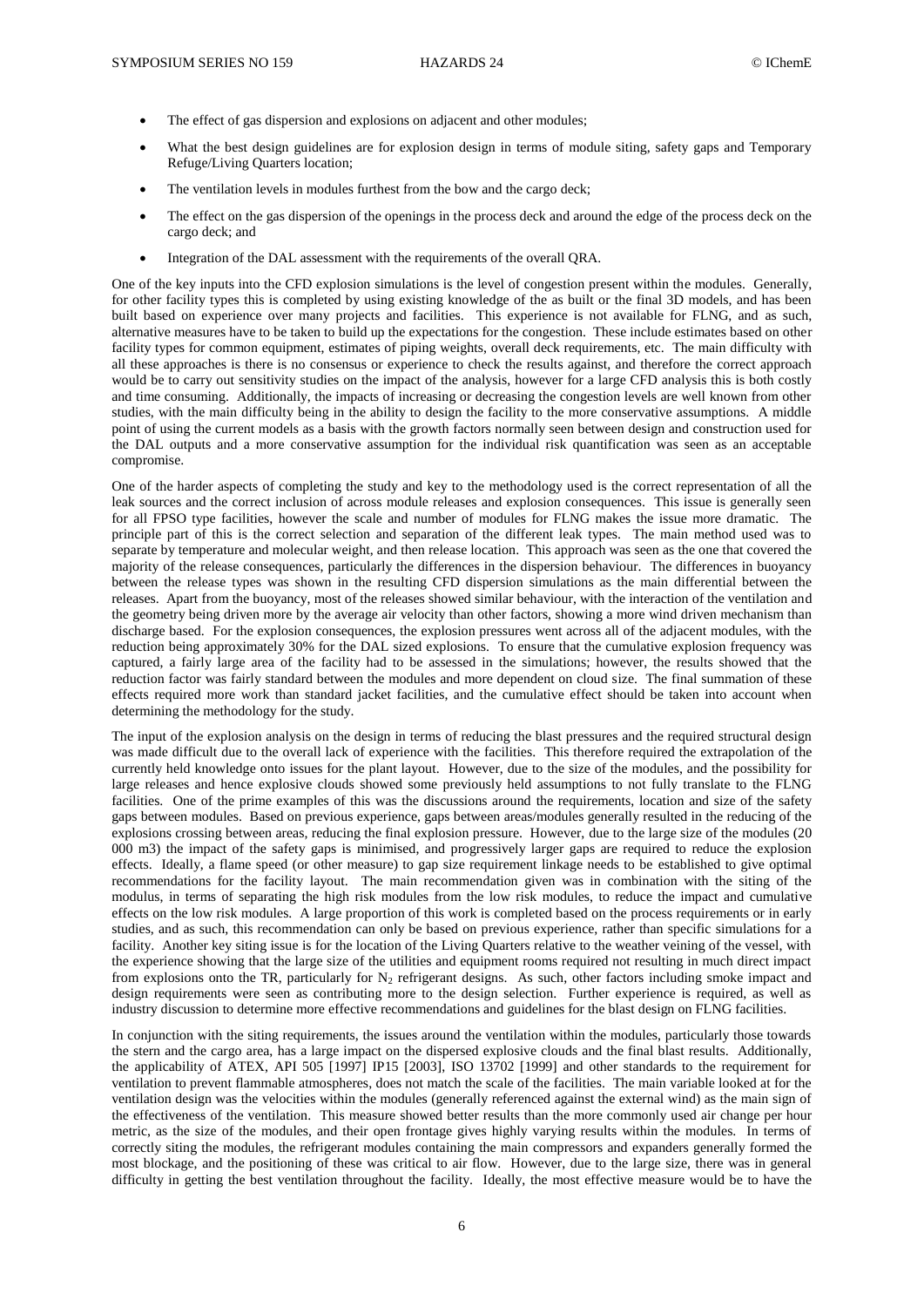- The effect of gas dispersion and explosions on adjacent and other modules;
- What the best design guidelines are for explosion design in terms of module siting, safety gaps and Temporary Refuge/Living Quarters location;
- The ventilation levels in modules furthest from the bow and the cargo deck;
- The effect on the gas dispersion of the openings in the process deck and around the edge of the process deck on the cargo deck; and
- Integration of the DAL assessment with the requirements of the overall QRA.

One of the key inputs into the CFD explosion simulations is the level of congestion present within the modules. Generally, for other facility types this is completed by using existing knowledge of the as built or the final 3D models, and has been built based on experience over many projects and facilities. This experience is not available for FLNG, and as such, alternative measures have to be taken to build up the expectations for the congestion. These include estimates based on other facility types for common equipment, estimates of piping weights, overall deck requirements, etc. The main difficulty with all these approaches is there is no consensus or experience to check the results against, and therefore the correct approach would be to carry out sensitivity studies on the impact of the analysis, however for a large CFD analysis this is both costly and time consuming. Additionally, the impacts of increasing or decreasing the congestion levels are well known from other studies, with the main difficulty being in the ability to design the facility to the more conservative assumptions. A middle point of using the current models as a basis with the growth factors normally seen between design and construction used for the DAL outputs and a more conservative assumption for the individual risk quantification was seen as an acceptable compromise.

One of the harder aspects of completing the study and key to the methodology used is the correct representation of all the leak sources and the correct inclusion of across module releases and explosion consequences. This issue is generally seen for all FPSO type facilities, however the scale and number of modules for FLNG makes the issue more dramatic. The principle part of this is the correct selection and separation of the different leak types. The main method used was to separate by temperature and molecular weight, and then release location. This approach was seen as the one that covered the majority of the release consequences, particularly the differences in the dispersion behaviour. The differences in buoyancy between the release types was shown in the resulting CFD dispersion simulations as the main differential between the releases. Apart from the buoyancy, most of the releases showed similar behaviour, with the interaction of the ventilation and the geometry being driven more by the average air velocity than other factors, showing a more wind driven mechanism than discharge based. For the explosion consequences, the explosion pressures went across all of the adjacent modules, with the reduction being approximately 30% for the DAL sized explosions. To ensure that the cumulative explosion frequency was captured, a fairly large area of the facility had to be assessed in the simulations; however, the results showed that the reduction factor was fairly standard between the modules and more dependent on cloud size. The final summation of these effects required more work than standard jacket facilities, and the cumulative effect should be taken into account when determining the methodology for the study.

The input of the explosion analysis on the design in terms of reducing the blast pressures and the required structural design was made difficult due to the overall lack of experience with the facilities. This therefore required the extrapolation of the currently held knowledge onto issues for the plant layout. However, due to the size of the modules, and the possibility for large releases and hence explosive clouds showed some previously held assumptions to not fully translate to the FLNG facilities. One of the prime examples of this was the discussions around the requirements, location and size of the safety gaps between modules. Based on previous experience, gaps between areas/modules generally resulted in the reducing of the explosions crossing between areas, reducing the final explosion pressure. However, due to the large size of the modules (20 000 m3) the impact of the safety gaps is minimised, and progressively larger gaps are required to reduce the explosion effects. Ideally, a flame speed (or other measure) to gap size requirement linkage needs to be established to give optimal recommendations for the facility layout. The main recommendation given was in combination with the siting of the modulus, in terms of separating the high risk modules from the low risk modules, to reduce the impact and cumulative effects on the low risk modules. A large proportion of this work is completed based on the process requirements or in early studies, and as such, this recommendation can only be based on previous experience, rather than specific simulations for a facility. Another key siting issue is for the location of the Living Quarters relative to the weather veining of the vessel, with the experience showing that the large size of the utilities and equipment rooms required not resulting in much direct impact from explosions onto the TR, particularly for $N_2$ refrigerant designs. As such, other factors including smoke impact and design requirements were seen as contributing more to the design selection. Further experience is required, as well as industry discussion to determine more effective recommendations and guidelines for the blast design on FLNG facilities.

In conjunction with the siting requirements, the issues around the ventilation within the modules, particularly those towards the stern and the cargo area, has a large impact on the dispersed explosive clouds and the final blast results. Additionally, the applicability of ATEX, API 505 [1997] IP15 [2003], ISO 13702 [1999] and other standards to the requirement for ventilation to prevent flammable atmospheres, does not match the scale of the facilities. The main variable looked at for the ventilation design was the velocities within the modules (generally referenced against the external wind) as the main sign of the effectiveness of the ventilation. This measure showed better results than the more commonly used air change per hour metric, as the size of the modules, and their open frontage gives highly varying results within the modules. In terms of correctly siting the modules, the refrigerant modules containing the main compressors and expanders generally formed the most blockage, and the positioning of these was critical to air flow. However, due to the large size, there was in general difficulty in getting the best ventilation throughout the facility. Ideally, the most effective measure would be to have the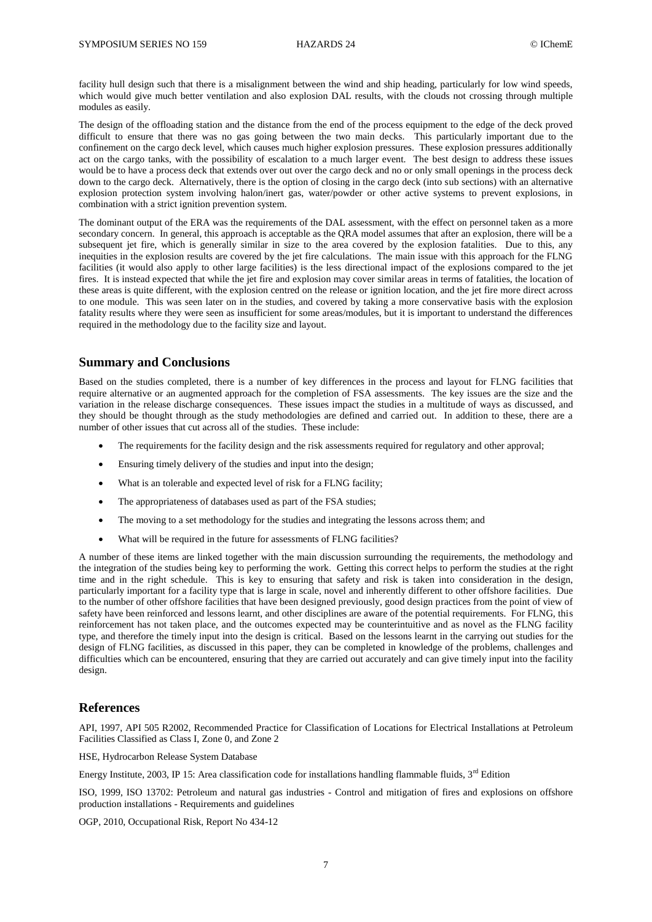facility hull design such that there is a misalignment between the wind and ship heading, particularly for low wind speeds, which would give much better ventilation and also explosion DAL results, with the clouds not crossing through multiple modules as easily.

The design of the offloading station and the distance from the end of the process equipment to the edge of the deck proved difficult to ensure that there was no gas going between the two main decks. This particularly important due to the confinement on the cargo deck level, which causes much higher explosion pressures. These explosion pressures additionally act on the cargo tanks, with the possibility of escalation to a much larger event. The best design to address these issues would be to have a process deck that extends over out over the cargo deck and no or only small openings in the process deck down to the cargo deck. Alternatively, there is the option of closing in the cargo deck (into sub sections) with an alternative explosion protection system involving halon/inert gas, water/powder or other active systems to prevent explosions, in combination with a strict ignition prevention system.

The dominant output of the ERA was the requirements of the DAL assessment, with the effect on personnel taken as a more secondary concern. In general, this approach is acceptable as the QRA model assumes that after an explosion, there will be a subsequent jet fire, which is generally similar in size to the area covered by the explosion fatalities. Due to this, any inequities in the explosion results are covered by the jet fire calculations. The main issue with this approach for the FLNG facilities (it would also apply to other large facilities) is the less directional impact of the explosions compared to the jet fires. It is instead expected that while the jet fire and explosion may cover similar areas in terms of fatalities, the location of these areas is quite different, with the explosion centred on the release or ignition location, and the jet fire more direct across to one module. This was seen later on in the studies, and covered by taking a more conservative basis with the explosion fatality results where they were seen as insufficient for some areas/modules, but it is important to understand the differences required in the methodology due to the facility size and layout.

## Summary and Conclusions

Based on the studies completed, there is a number of key differences in the process and layout for FLNG facilities that require alternative or an augmented approach for the completion of FSA assessments. The key issues are the size and the variation in the release discharge consequences. These issues impact the studies in a multitude of ways as discussed, and they should be thought through as the study methodologies are defined and carried out. In addition to these, there are a number of other issues that cut across all of the studies. These include:

- The requirements for the facility design and the risk assessments required for regulatory and other approval;
- Ensuring timely delivery of the studies and input into the design;
- What is an tolerable and expected level of risk for a FLNG facility;
- The appropriateness of databases used as part of the FSA studies;
- The moving to a set methodology for the studies and integrating the lessons across them; and
- What will be required in the future for assessments of FLNG facilities?

A number of these items are linked together with the main discussion surrounding the requirements, the methodology and the integration of the studies being key to performing the work. Getting this correct helps to perform the studies at the right time and in the right schedule. This is key to ensuring that safety and risk is taken into consideration in the design, particularly important for a facility type that is large in scale, novel and inherently different to other offshore facilities. Due to the number of other offshore facilities that have been designed previously, good design practices from the point of view of safety have been reinforced and lessons learnt, and other disciplines are aware of the potential requirements. For FLNG, this reinforcement has not taken place, and the outcomes expected may be counterintuitive and as novel as the FLNG facility type, and therefore the timely input into the design is critical. Based on the lessons learnt in the carrying out studies for the design of FLNG facilities, as discussed in this paper, they can be completed in knowledge of the problems, challenges and difficulties which can be encountered, ensuring that they are carried out accurately and can give timely input into the facility design.

## References

API, 1997, API 505 R2002, Recommended Practice for Classification of Locations for Electrical Installations at Petroleum Facilities Classified as Class I, Zone 0, and Zone 2

HSE, Hydrocarbon Release System Database

Energy Institute, 2003, IP 15: Area classification code for installations handling flammable fluids, 3rd Edition

ISO, 1999, ISO 13702: Petroleum and natural gas industries - Control and mitigation of fires and explosions on offshore production installations - Requirements and guidelines

OGP, 2010, Occupational Risk, Report No 434-12